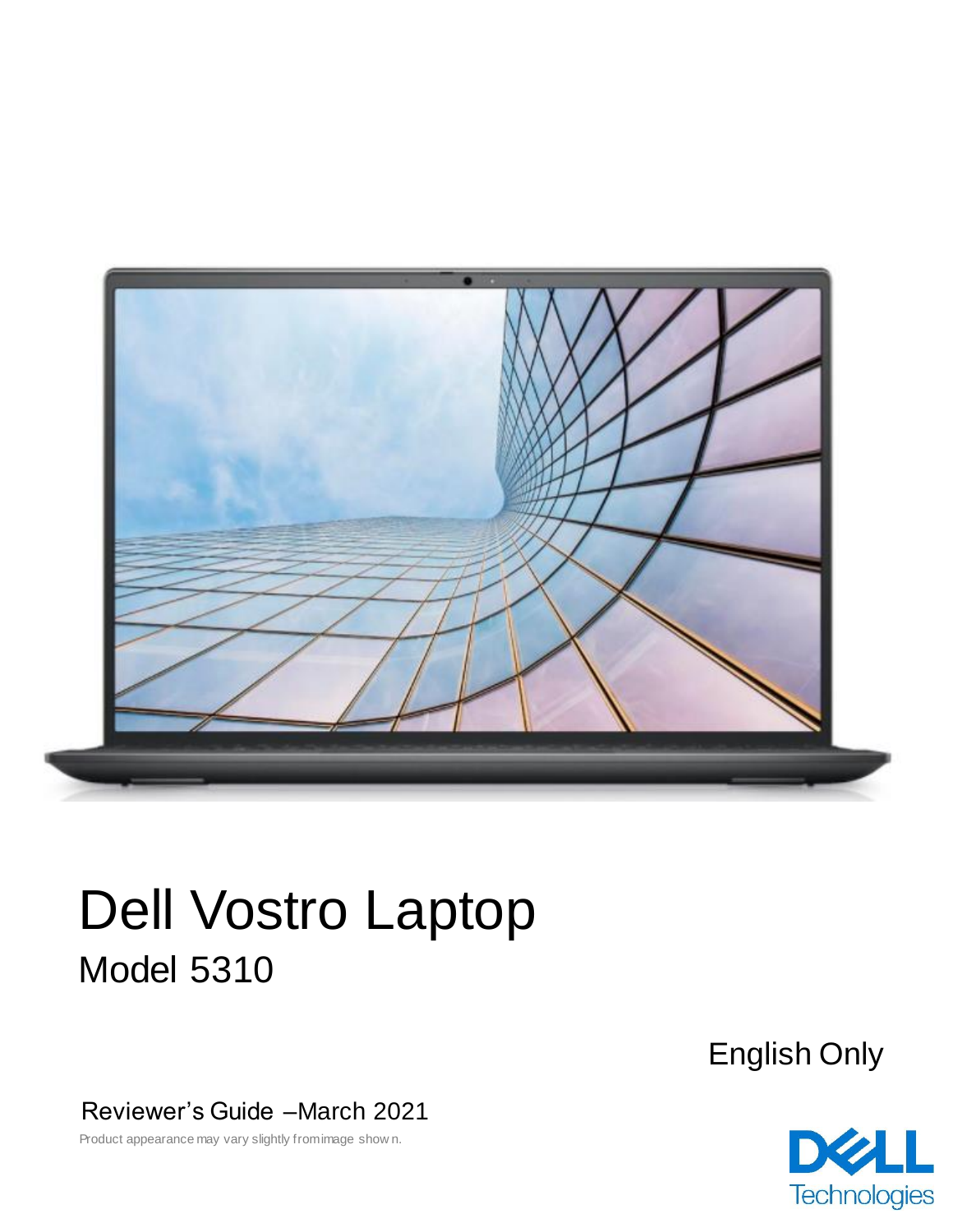# Dell Vostro Laptop

## Model 5310

English Only

Reviewer's Guide –March 2021

Product appearance may vary slightly from image shown.

Dell Technologies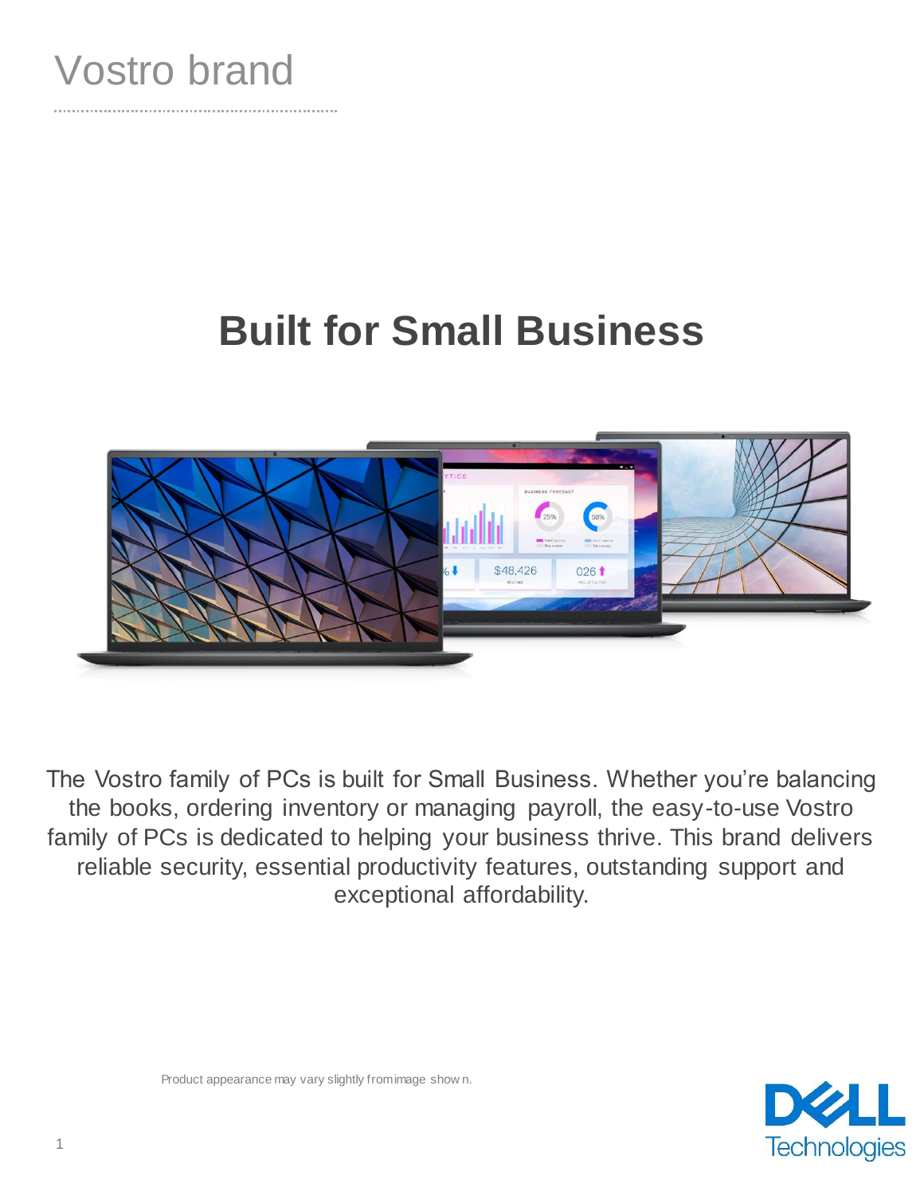# Vostro brand

## Built for Small Business

The Vostro family of PCs is built for Small Business. Whether you're balancing the books, ordering inventory or managing payroll, the easy-to-use Vostro family of PCs is dedicated to helping your business thrive. This brand delivers reliable security, essential productivity features, outstanding support and exceptional affordability.

Product appearance may vary slightly from image shown.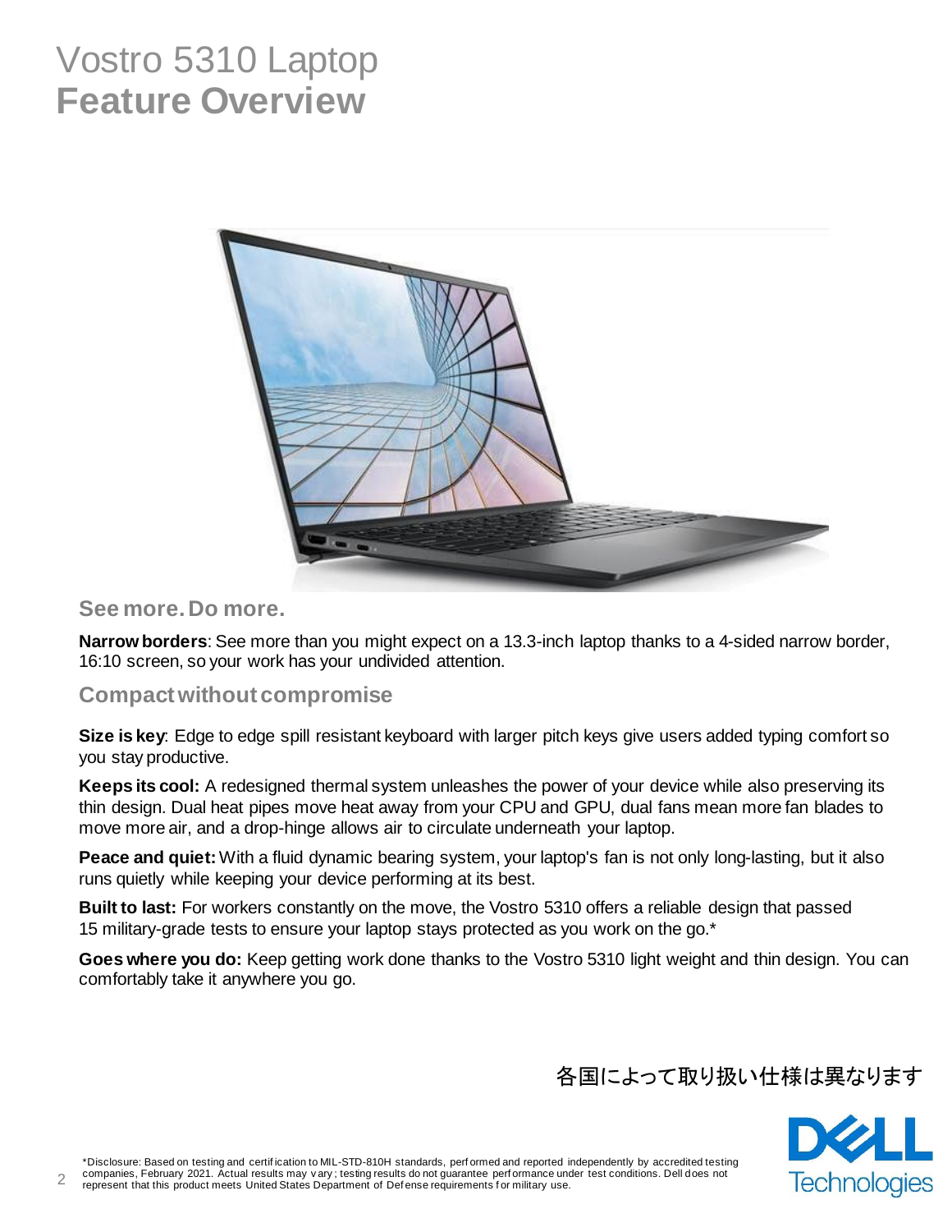# Vostro 5310 Laptop
# **Feature Overview**

## See more. Do more.

**Narrow borders**: See more than you might expect on a 13.3-inch laptop thanks to a 4-sided narrow border, 16:10 screen, so your work has your undivided attention.

## Compact without compromise

**Size is key**: Edge to edge spill resistant keyboard with larger pitch keys give users added typing comfort so you stay productive.

**Keeps its cool:** A redesigned thermal system unleashes the power of your device while also preserving its thin design. Dual heat pipes move heat away from your CPU and GPU, dual fans mean more fan blades to move more air, and a drop-hinge allows air to circulate underneath your laptop.

**Peace and quiet:** With a fluid dynamic bearing system, your laptop's fan is not only long-lasting, but it also runs quietly while keeping your device performing at its best.

**Built to last:** For workers constantly on the move, the Vostro 5310 offers a reliable design that passed 15 military-grade tests to ensure your laptop stays protected as you work on the go.*

**Goes where you do:** Keep getting work done thanks to the Vostro 5310 light weight and thin design. You can comfortably take it anywhere you go.

各国によって取り扱い仕様は異なります

*Disclosure: Based on testing and certification to MIL-STD-810H standards, performed and reported independently by accredited testing companies, February 2021. Actual results may vary; testing results do not guarantee performance under test conditions. Dell does not represent that this product meets United States Department of Defense requirements for military use.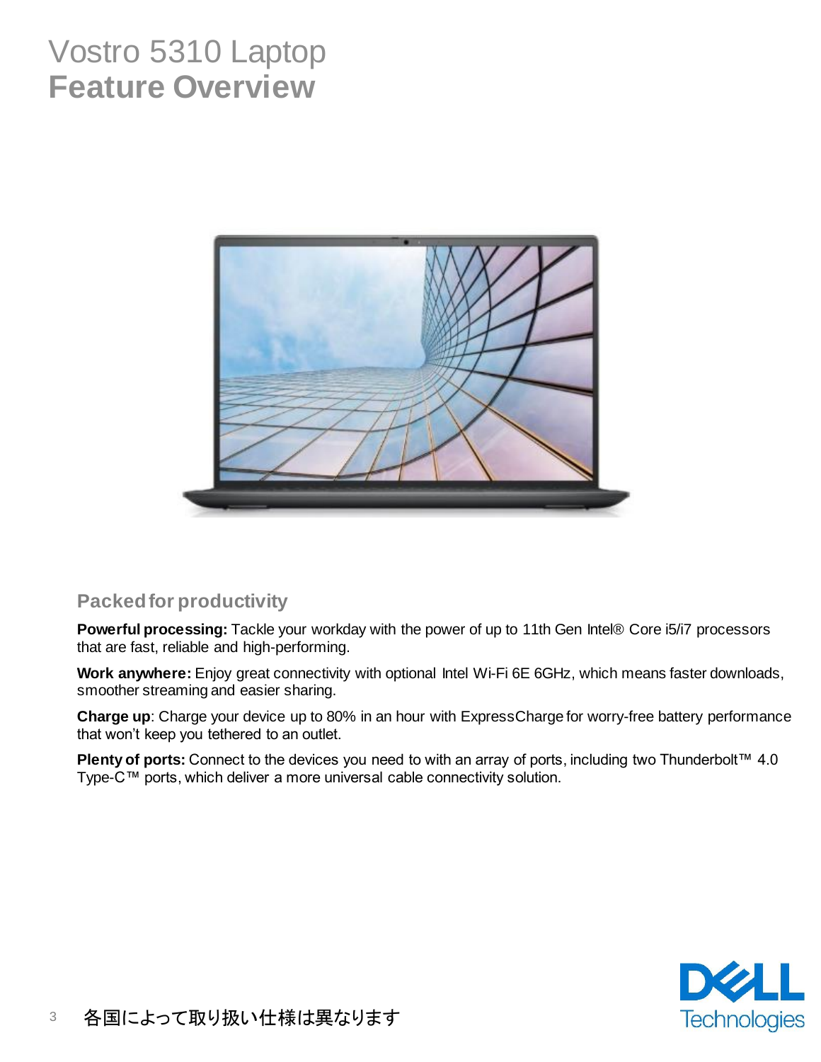# Vostro 5310 Laptop
# **Feature Overview**

### Packed for productivity

**Powerful processing:** Tackle your workday with the power of up to 11th Gen Intel® Core i5/i7 processors that are fast, reliable and high-performing.

**Work anywhere:** Enjoy great connectivity with optional Intel Wi-Fi 6E 6GHz, which means faster downloads, smoother streaming and easier sharing.

**Charge up**: Charge your device up to 80% in an hour with ExpressCharge for worry-free battery performance that won't keep you tethered to an outlet.

**Plenty of ports:** Connect to the devices you need to with an array of ports, including two Thunderbolt™ 4.0 Type-C™ ports, which deliver a more universal cable connectivity solution.

各国によって取り扱い仕様は異なります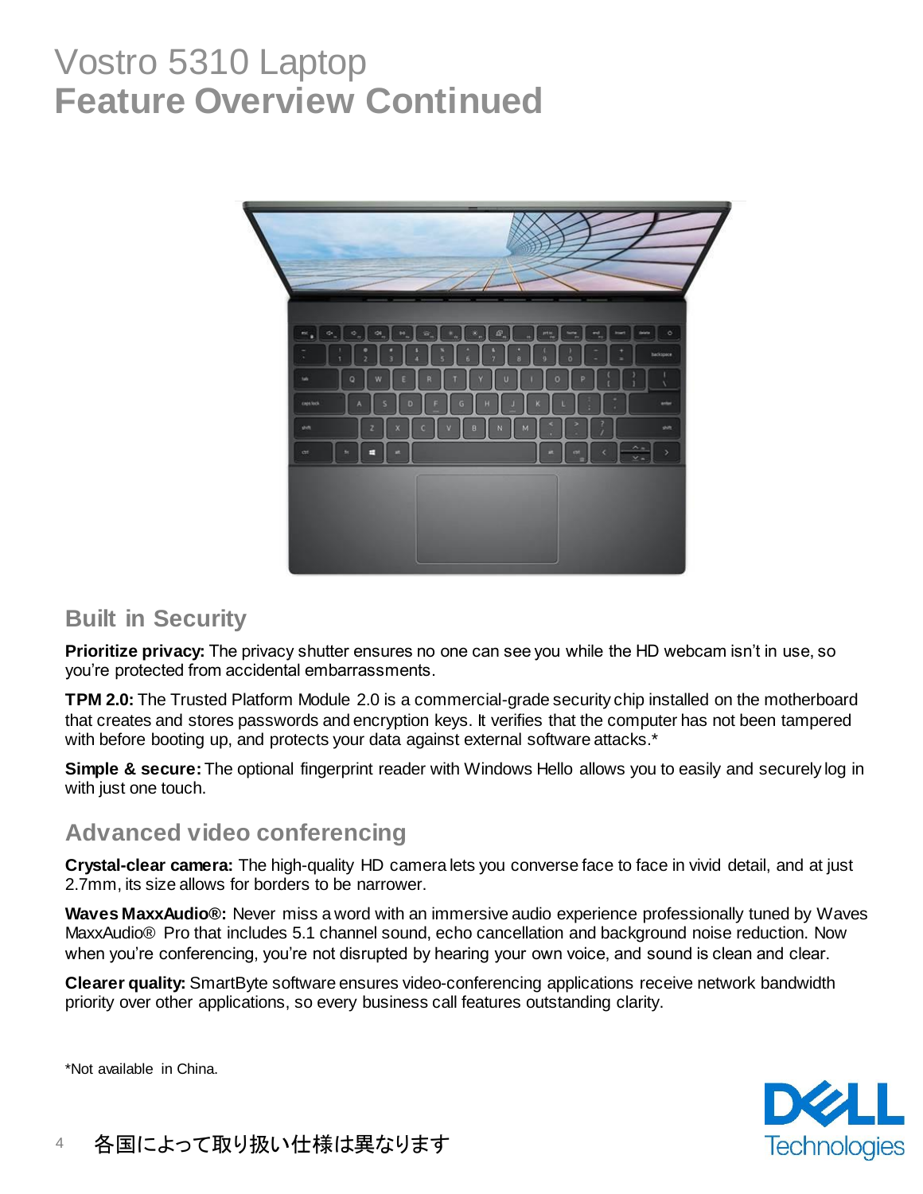# Vostro 5310 Laptop
# Feature Overview Continued

## Built in Security

**Prioritize privacy:** The privacy shutter ensures no one can see you while the HD webcam isn't in use, so you're protected from accidental embarrassments.

**TPM 2.0:** The Trusted Platform Module 2.0 is a commercial-grade security chip installed on the motherboard that creates and stores passwords and encryption keys. It verifies that the computer has not been tampered with before booting up, and protects your data against external software attacks.*

**Simple & secure:** The optional fingerprint reader with Windows Hello allows you to easily and securely log in with just one touch.

## Advanced video conferencing

**Crystal-clear camera:** The high-quality HD camera lets you converse face to face in vivid detail, and at just 2.7mm, its size allows for borders to be narrower.

**Waves MaxxAudio®:** Never miss a word with an immersive audio experience professionally tuned by Waves MaxxAudio® Pro that includes 5.1 channel sound, echo cancellation and background noise reduction. Now when you're conferencing, you're not disrupted by hearing your own voice, and sound is clean and clear.

**Clearer quality:** SmartByte software ensures video-conferencing applications receive network bandwidth priority over other applications, so every business call features outstanding clarity.

*Not available in China.

各国によって取り扱い仕様は異なります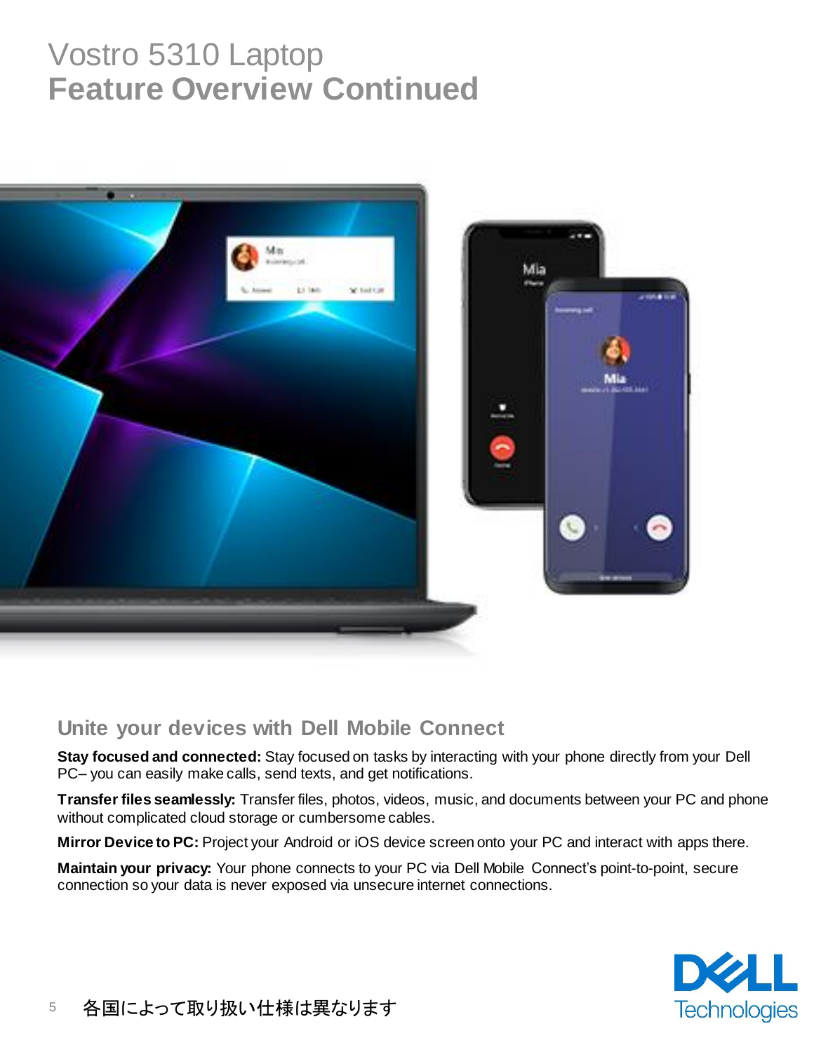# Vostro 5310 Laptop
# Feature Overview Continued

## Unite your devices with Dell Mobile Connect

**Stay focused and connected:** Stay focused on tasks by interacting with your phone directly from your Dell PC– you can easily make calls, send texts, and get notifications.

**Transfer files seamlessly:** Transfer files, photos, videos, music, and documents between your PC and phone without complicated cloud storage or cumbersome cables.

**Mirror Device to PC:** Project your Android or iOS device screen onto your PC and interact with apps there.

**Maintain your privacy:** Your phone connects to your PC via Dell Mobile Connect's point-to-point, secure connection so your data is never exposed via unsecure internet connections.

各国によって取り扱い仕様は異なります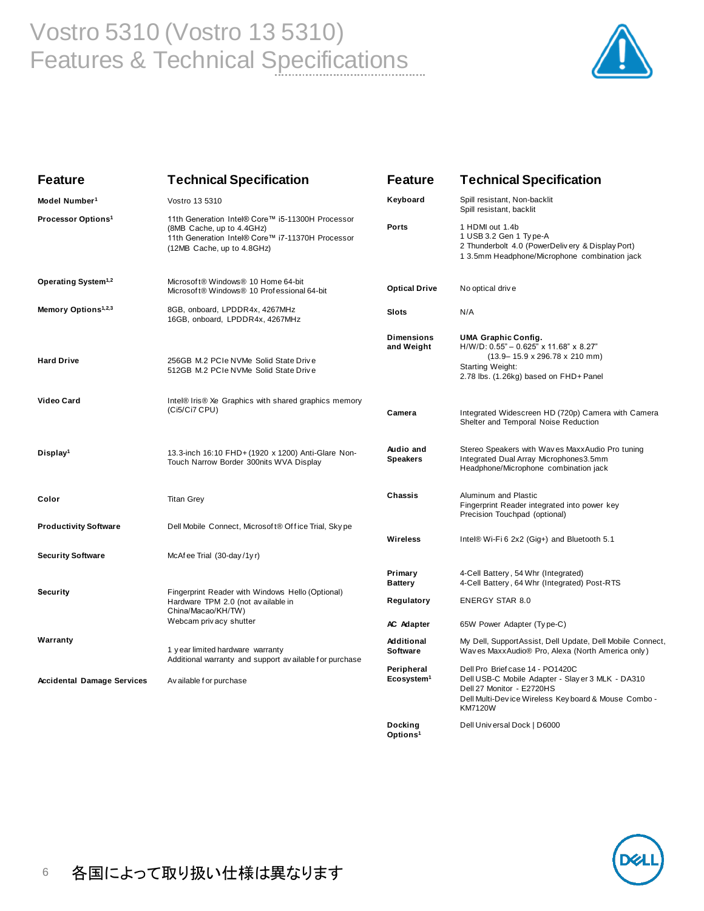# Vostro 5310 (Vostro 13 5310)
## Features & Technical Specifications

| Feature | Technical Specification |
|---|---|
| **Model Number[1]** | Vostro 13 5310 |
| **Processor Options[1]** | 11th Generation Intel® Core™ i5-11300H Processor (8MB Cache, up to 4.4GHz)<br>11th Generation Intel® Core™ i7-11370H Processor (12MB Cache, up to 4.8GHz) |
| **Operating System[1,2]** | Microsoft® Windows® 10 Home 64-bit<br>Microsoft® Windows® 10 Professional 64-bit |
| **Memory Options[1,2,3]** | 8GB, onboard, LPDDR4x, 4267MHz<br>16GB, onboard, LPDDR4x, 4267MHz |
| **Hard Drive** | 256GB M.2 PCIe NVMe Solid State Drive<br>512GB M.2 PCIe NVMe Solid State Drive |
| **Video Card** | Intel® Iris® Xe Graphics with shared graphics memory (Ci5/Ci7 CPU) |
| **Display[1]** | 13.3-inch 16:10 FHD+ (1920 x 1200) Anti-Glare Non-Touch Narrow Border 300nits WVA Display |
| **Color** | Titan Grey |
| **Productivity Software** | Dell Mobile Connect, Microsoft® Office Trial, Skype |
| **Security Software** | McAfee Trial (30-day/1yr) |
| **Security** | Fingerprint Reader with Windows Hello (Optional)<br>Hardware TPM 2.0 (not available in China/Macao/KH/TW)<br>Webcam privacy shutter |
| **Warranty** | 1 year limited hardware warranty<br>Additional warranty and support available for purchase |
| **Accidental Damage Services** | Available for purchase |

| Feature | Technical Specification |
|---|---|
| **Keyboard** | Spill resistant, Non-backlit<br>Spill resistant, backlit |
| **Ports** | 1 HDMI out 1.4b<br>1 USB 3.2 Gen 1 Type-A<br>2 Thunderbolt 4.0 (PowerDelivery & DisplayPort)<br>1 3.5mm Headphone/Microphone combination jack |
| **Optical Drive** | No optical drive |
| **Slots** | N/A |
| **Dimensions and Weight** | **UMA Graphic Config.**<br>H/W/D: 0.55" – 0.625" x 11.68" x 8.27" (13.9– 15.9 x 296.78 x 210 mm)<br>Starting Weight:<br>2.78 lbs. (1.26kg) based on FHD+ Panel |
| **Camera** | Integrated Widescreen HD (720p) Camera with Camera Shelter and Temporal Noise Reduction |
| **Audio and Speakers** | Stereo Speakers with Waves MaxxAudio Pro tuning<br>Integrated Dual Array Microphones3.5mm Headphone/Microphone combination jack |
| **Chassis** | Aluminum and Plastic<br>Fingerprint Reader integrated into power key<br>Precision Touchpad (optional) |
| **Wireless** | Intel® Wi-Fi 6 2x2 (Gig+) and Bluetooth 5.1 |
| **Primary Battery** | 4-Cell Battery, 54 Whr (Integrated)<br>4-Cell Battery, 64 Whr (Integrated) Post-RTS |
| **Regulatory** | ENERGY STAR 8.0 |
| **AC Adapter** | 65W Power Adapter (Type-C) |
| **Additional Software** | My Dell, SupportAssist, Dell Update, Dell Mobile Connect, Waves MaxxAudio® Pro, Alexa (North America only) |
| **Peripheral Ecosystem[1]** | Dell Pro Briefcase 14 - PO1420C<br>Dell USB-C Mobile Adapter - Slayer 3 MLK - DA310<br>Dell 27 Monitor - E2720HS<br>Dell Multi-Device Wireless Keyboard & Mouse Combo - KM7120W |
| **Docking Options[1]** | Dell Universal Dock \| D6000 |

各国によって取り扱い仕様は異なります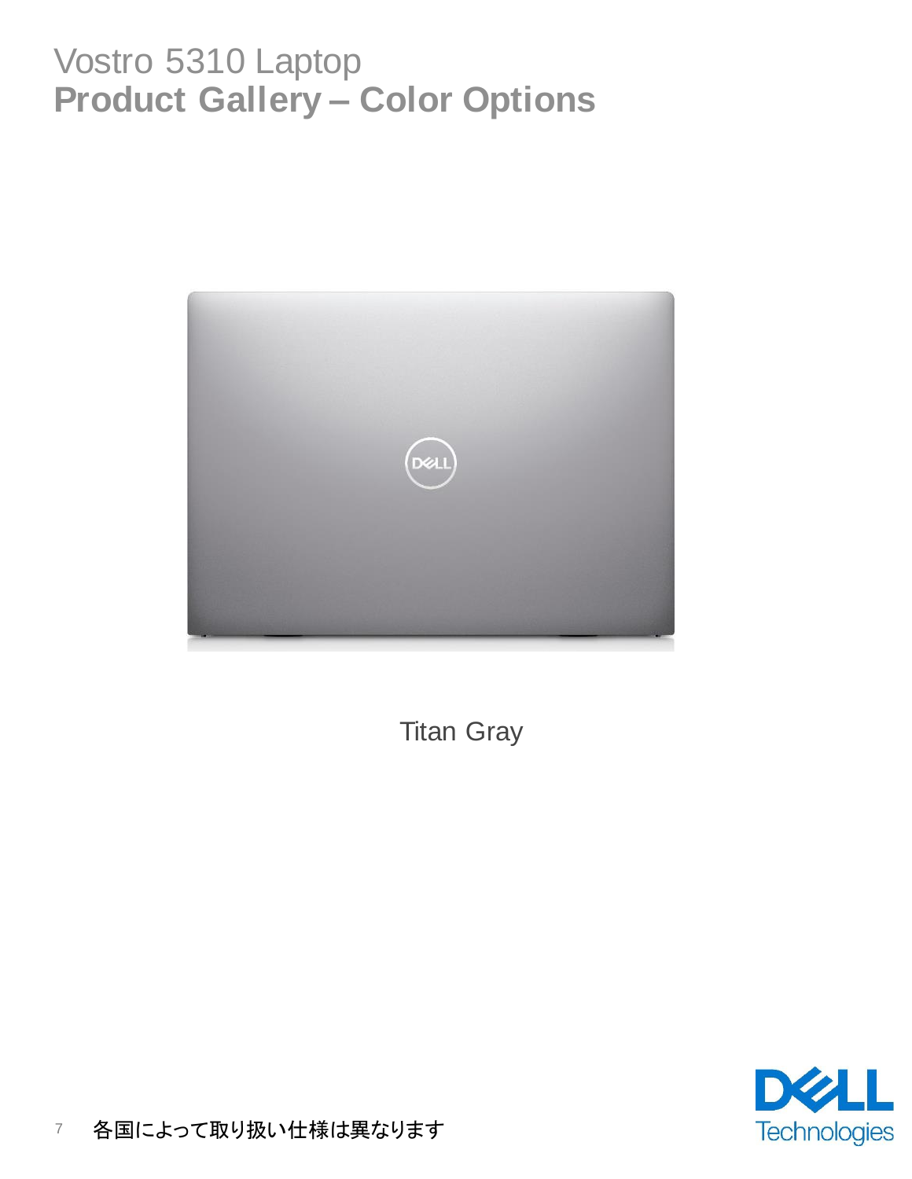# Vostro 5310 Laptop
## Product Gallery – Color Options

Titan Gray

各国によって取り扱い仕様は異なります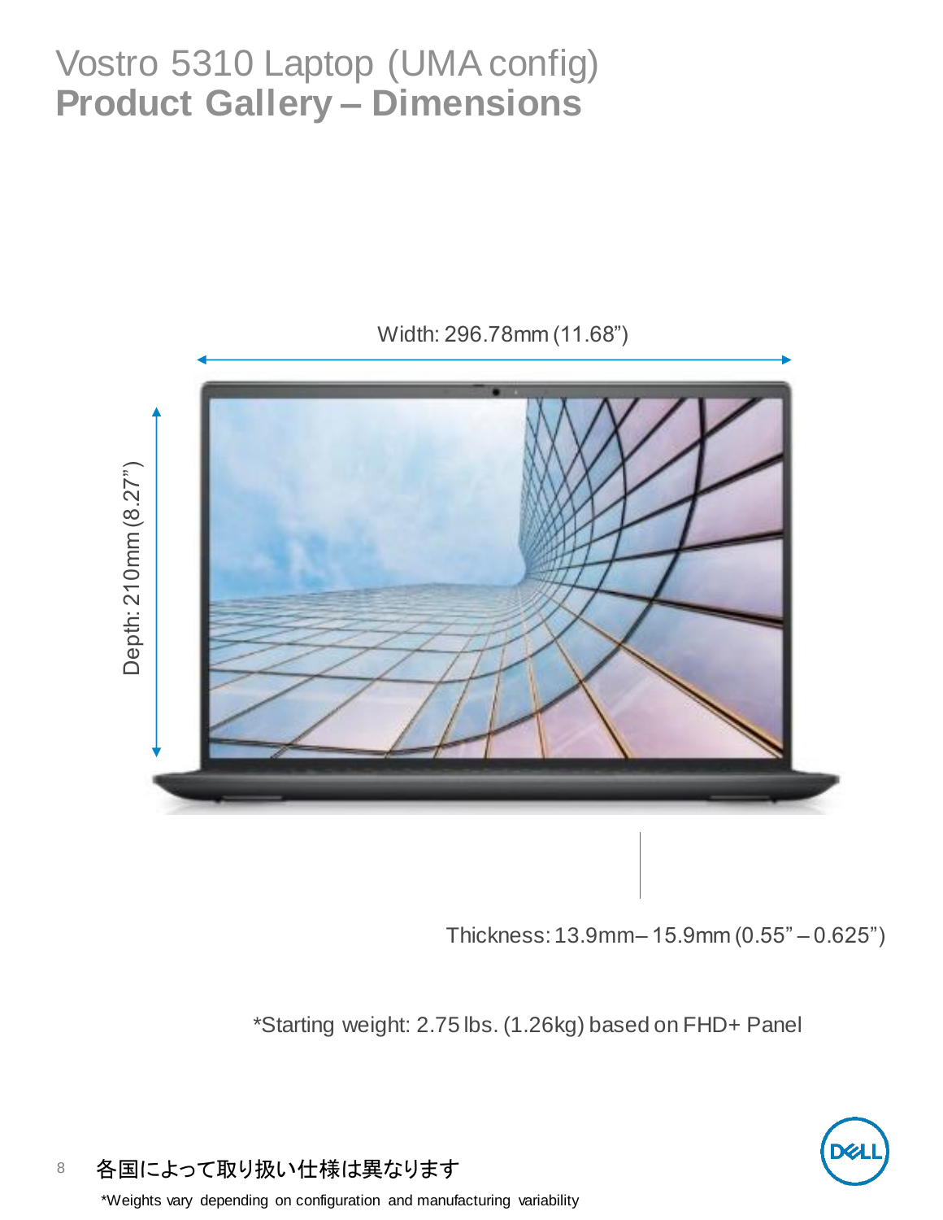# Vostro 5310 Laptop (UMA config)
## Product Gallery – Dimensions

Width: 296.78mm (11.68")

Depth: 210mm (8.27")

Thickness: 13.9mm – 15.9mm (0.55" – 0.625")

*Starting weight: 2.75 lbs. (1.26kg) based on FHD+ Panel

各国によって取り扱い仕様は異なります

*Weights vary depending on configuration and manufacturing variability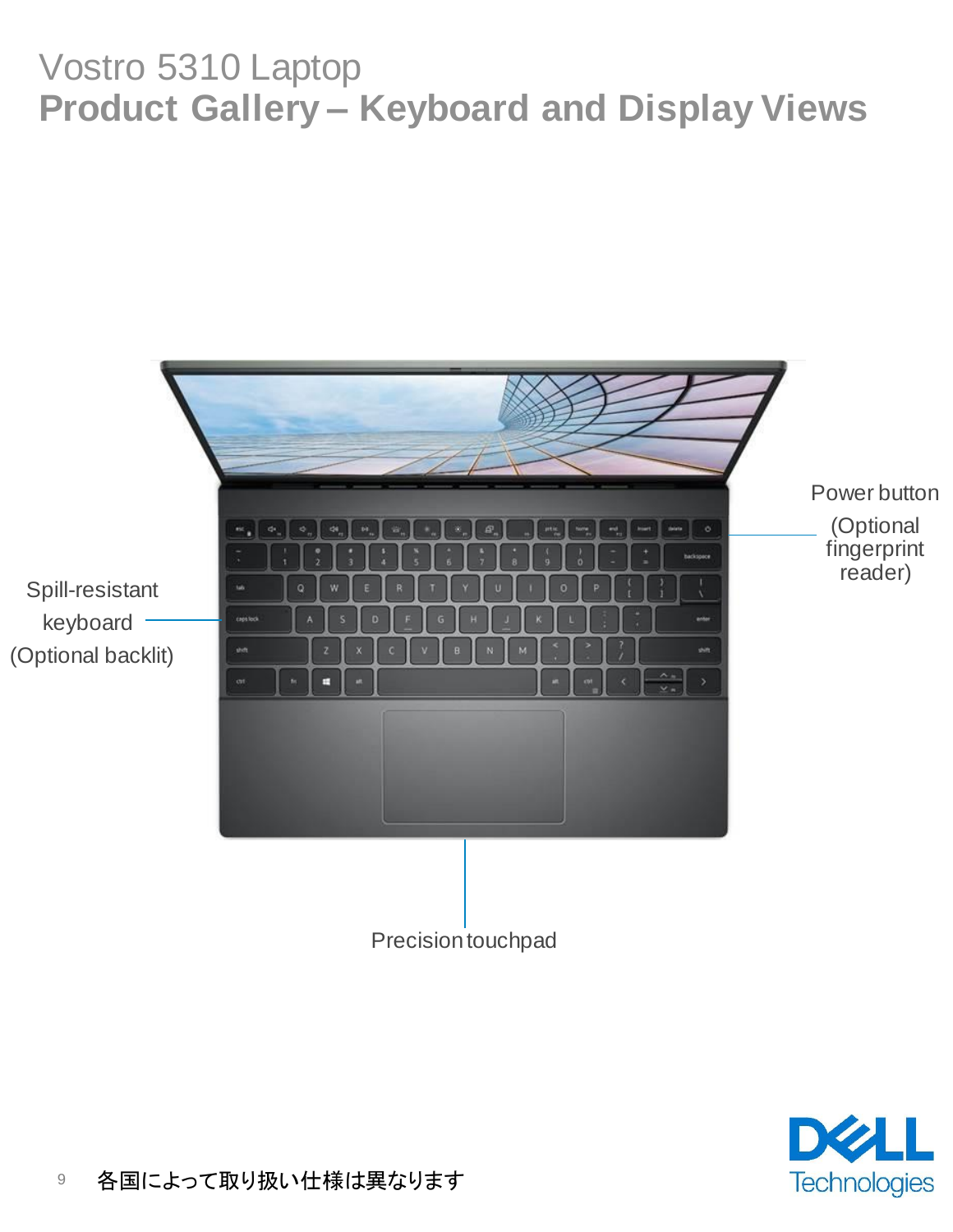# Vostro 5310 Laptop
## Product Gallery – Keyboard and Display Views

Power button (Optional fingerprint reader)

Spill-resistant keyboard (Optional backlit)

Precision touchpad

各国によって取り扱い仕様は異なります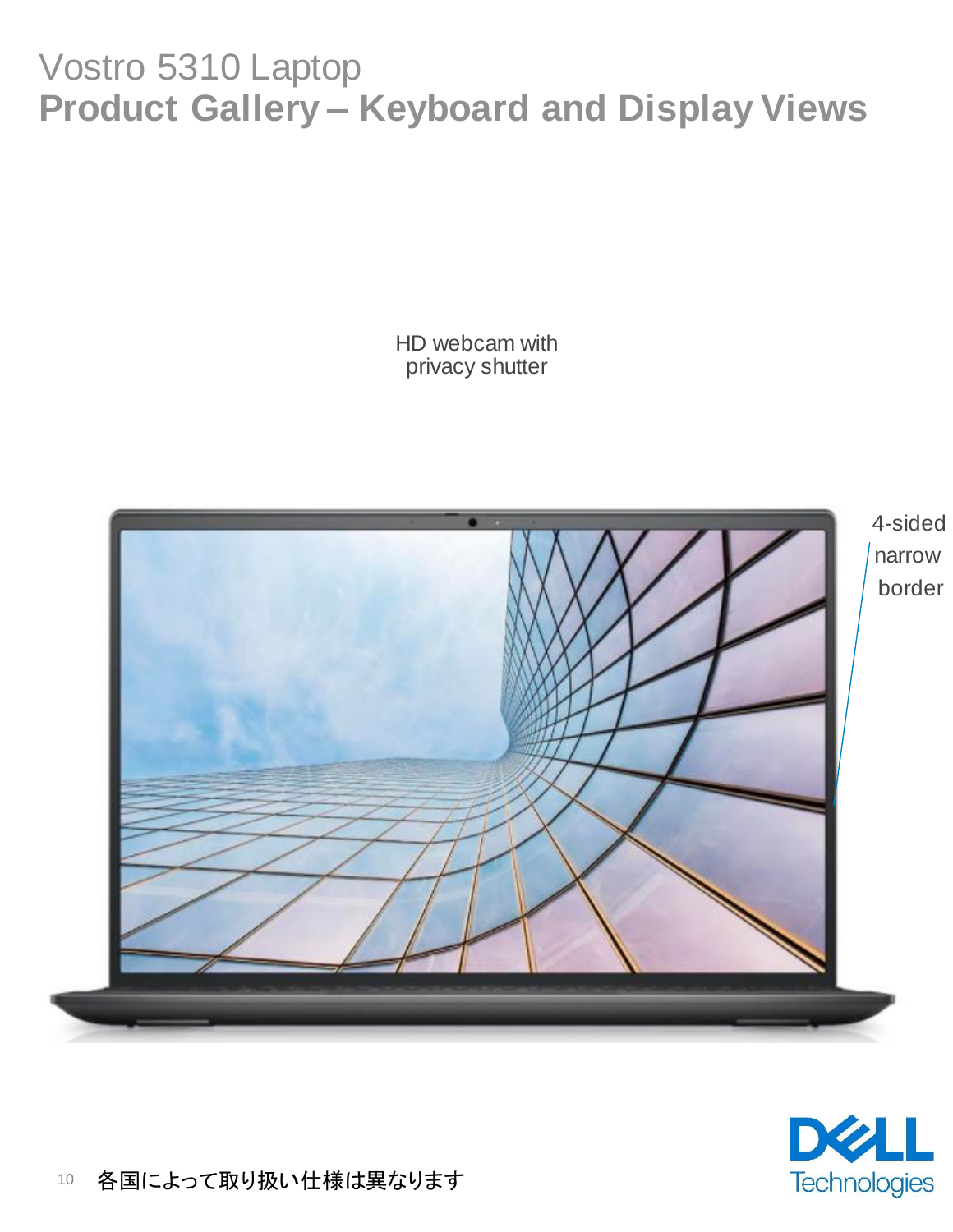# Vostro 5310 Laptop
## Product Gallery – Keyboard and Display Views

HD webcam with privacy shutter

4-sided narrow border

各国によって取り扱い仕様は異なります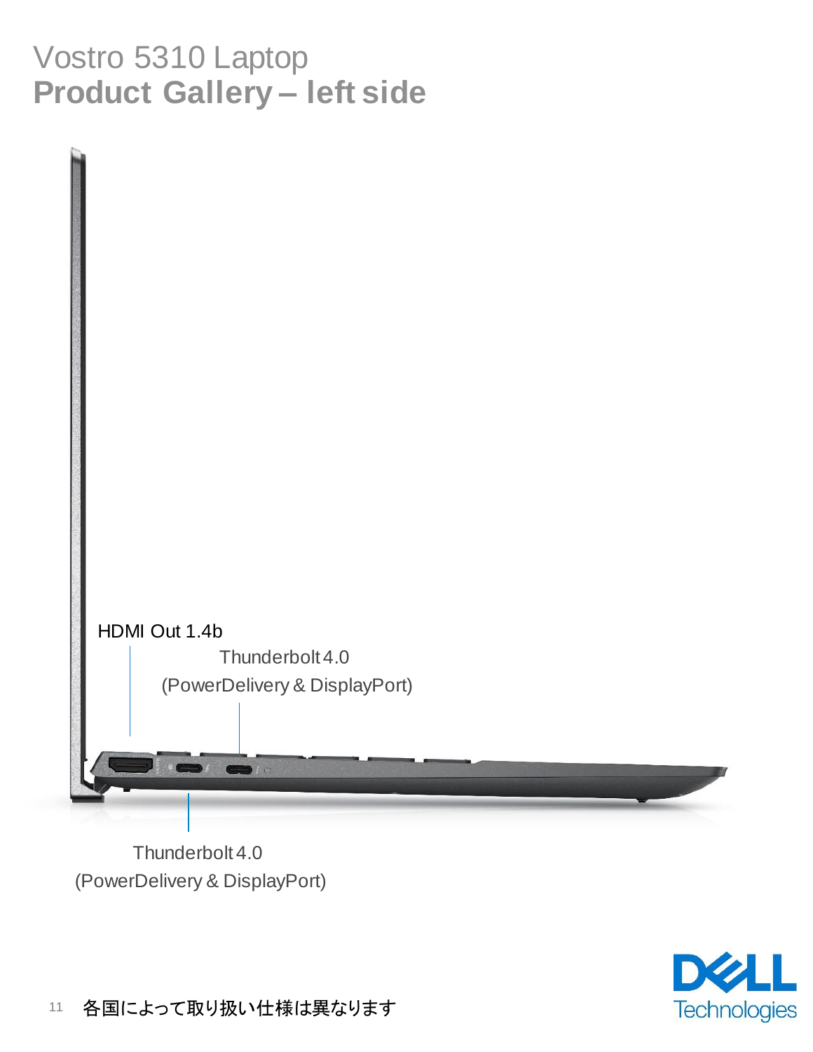# Vostro 5310 Laptop

## Product Gallery – left side

HDMI Out 1.4b

Thunderbolt 4.0
(PowerDelivery & DisplayPort)

Thunderbolt 4.0
(PowerDelivery & DisplayPort)

各国によって取り扱い仕様は異なります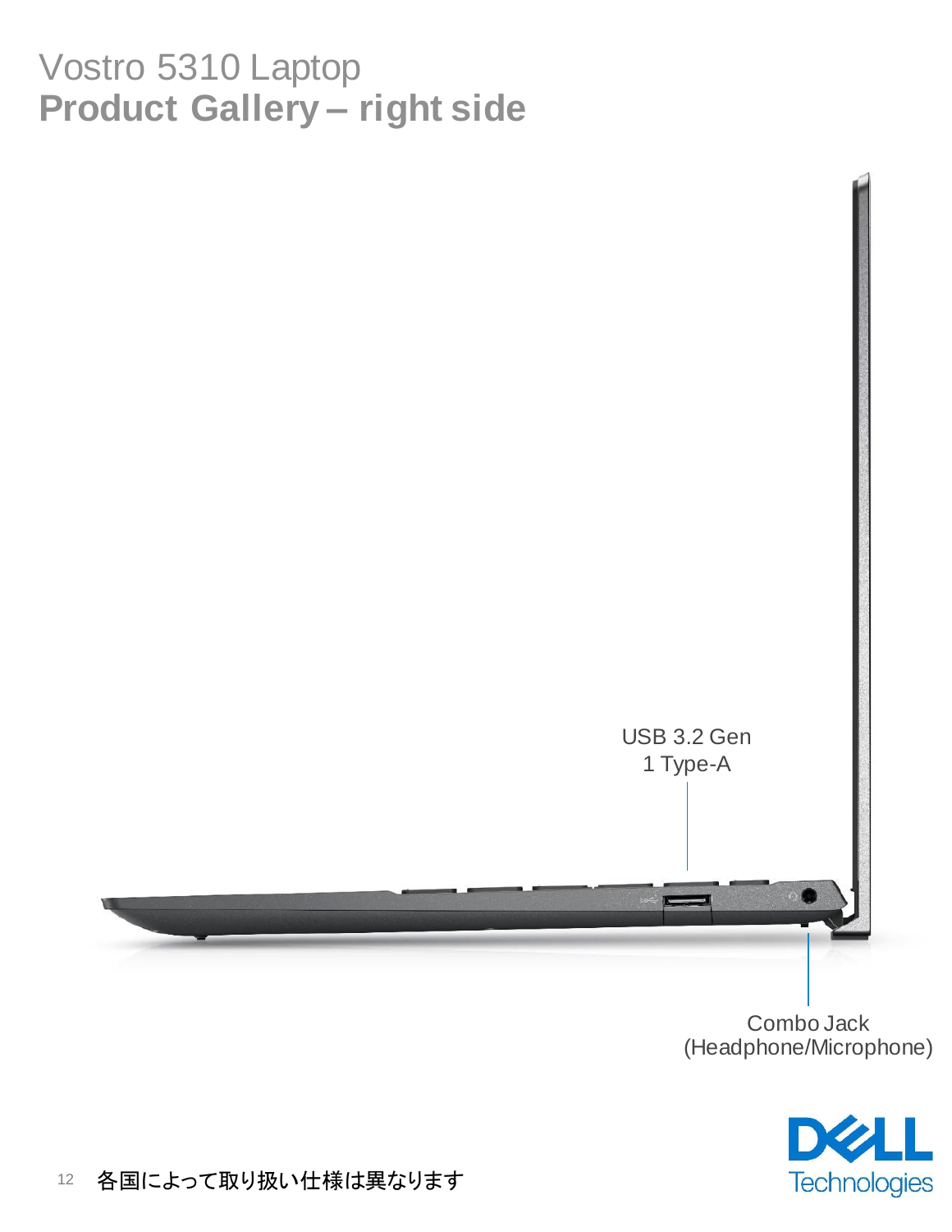# Vostro 5310 Laptop
## Product Gallery – right side

USB 3.2 Gen 1 Type-A

Combo Jack (Headphone/Microphone)

各国によって取り扱い仕様は異なります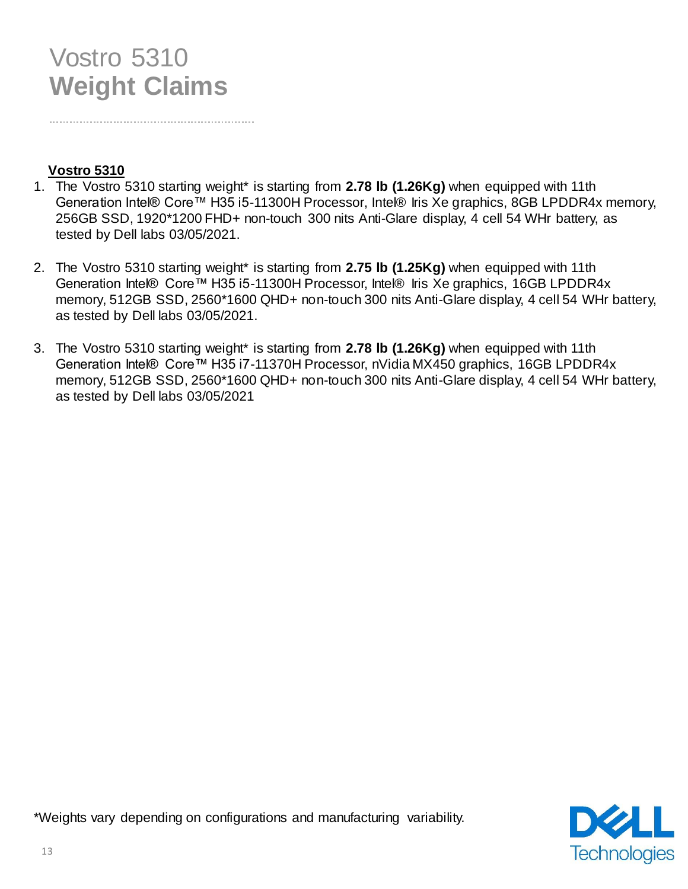# Vostro 5310
# **Weight Claims**

**Vostro 5310**

1. The Vostro 5310 starting weight* is starting from **2.78 lb (1.26Kg)** when equipped with 11th Generation Intel® Core™ H35 i5-11300H Processor, Intel® Iris Xe graphics, 8GB LPDDR4x memory, 256GB SSD, 1920*1200 FHD+ non-touch 300 nits Anti-Glare display, 4 cell 54 WHr battery, as tested by Dell labs 03/05/2021.

2. The Vostro 5310 starting weight* is starting from **2.75 lb (1.25Kg)** when equipped with 11th Generation Intel® Core™ H35 i5-11300H Processor, Intel® Iris Xe graphics, 16GB LPDDR4x memory, 512GB SSD, 2560*1600 QHD+ non-touch 300 nits Anti-Glare display, 4 cell 54 WHr battery, as tested by Dell labs 03/05/2021.

3. The Vostro 5310 starting weight* is starting from **2.78 lb (1.26Kg)** when equipped with 11th Generation Intel® Core™ H35 i7-11370H Processor, nVidia MX450 graphics, 16GB LPDDR4x memory, 512GB SSD, 2560*1600 QHD+ non-touch 300 nits Anti-Glare display, 4 cell 54 WHr battery, as tested by Dell labs 03/05/2021

*Weights vary depending on configurations and manufacturing variability.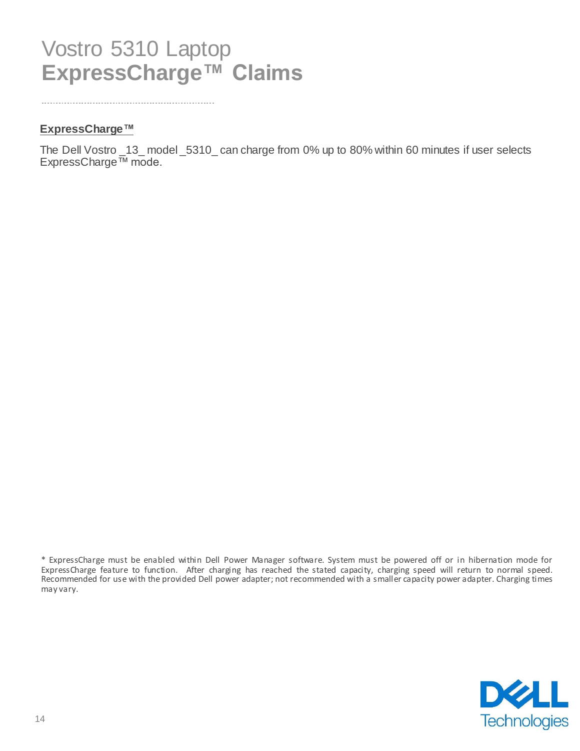# Vostro 5310 Laptop **ExpressCharge™ Claims**

## ExpressCharge™

The Dell Vostro _13_ model _5310_ can charge from 0% up to 80% within 60 minutes if user selects ExpressCharge™ mode.

* ExpressCharge must be enabled within Dell Power Manager software. System must be powered off or in hibernation mode for ExpressCharge feature to function. After charging has reached the stated capacity, charging speed will return to normal speed. Recommended for use with the provided Dell power adapter; not recommended with a smaller capacity power adapter. Charging times may vary.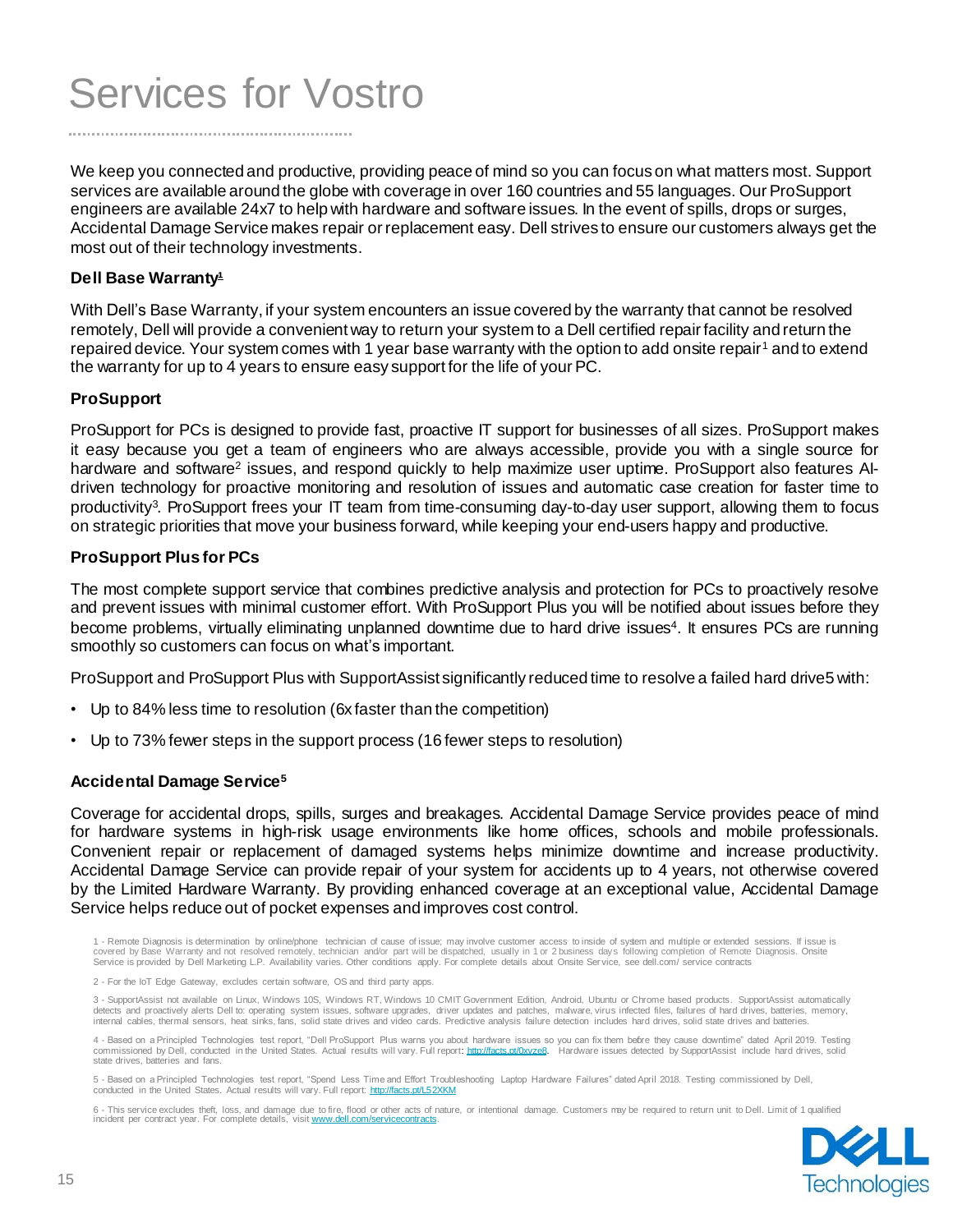# Services for Vostro

We keep you connected and productive, providing peace of mind so you can focus on what matters most. Support services are available around the globe with coverage in over 160 countries and 55 languages. Our ProSupport engineers are available 24x7 to help with hardware and software issues. In the event of spills, drops or surges, Accidental Damage Service makes repair or replacement easy. Dell strives to ensure our customers always get the most out of their technology investments.

**Dell Base Warranty[1]**

With Dell's Base Warranty, if your system encounters an issue covered by the warranty that cannot be resolved remotely, Dell will provide a convenient way to return your system to a Dell certified repair facility and return the repaired device. Your system comes with 1 year base warranty with the option to add onsite repair[1] and to extend the warranty for up to 4 years to ensure easy support for the life of your PC.

**ProSupport**

ProSupport for PCs is designed to provide fast, proactive IT support for businesses of all sizes. ProSupport makes it easy because you get a team of engineers who are always accessible, provide you with a single source for hardware and software[2] issues, and respond quickly to help maximize user uptime. ProSupport also features AI-driven technology for proactive monitoring and resolution of issues and automatic case creation for faster time to productivity[3]. ProSupport frees your IT team from time-consuming day-to-day user support, allowing them to focus on strategic priorities that move your business forward, while keeping your end-users happy and productive.

**ProSupport Plus for PCs**

The most complete support service that combines predictive analysis and protection for PCs to proactively resolve and prevent issues with minimal customer effort. With ProSupport Plus you will be notified about issues before they become problems, virtually eliminating unplanned downtime due to hard drive issues[4]. It ensures PCs are running smoothly so customers can focus on what's important.

ProSupport and ProSupport Plus with SupportAssist significantly reduced time to resolve a failed hard drive5 with:

- Up to 84% less time to resolution (6x faster than the competition)
- Up to 73% fewer steps in the support process (16 fewer steps to resolution)

**Accidental Damage Service[5]**

Coverage for accidental drops, spills, surges and breakages. Accidental Damage Service provides peace of mind for hardware systems in high-risk usage environments like home offices, schools and mobile professionals. Convenient repair or replacement of damaged systems helps minimize downtime and increase productivity. Accidental Damage Service can provide repair of your system for accidents up to 4 years, not otherwise covered by the Limited Hardware Warranty. By providing enhanced coverage at an exceptional value, Accidental Damage Service helps reduce out of pocket expenses and improves cost control.

1 - Remote Diagnosis is determination by online/phone technician of cause of issue; may involve customer access to inside of system and multiple or extended sessions. If issue is covered by Base Warranty and not resolved remotely, technician and/or part will be dispatched, usually in 1 or 2 business days following completion of Remote Diagnosis. Onsite Service is provided by Dell Marketing L.P. Availability varies. Other conditions apply. For complete details about Onsite Service, see dell.com/ service contracts

2 - For the IoT Edge Gateway, excludes certain software, OS and third party apps.

3 - SupportAssist not available on Linux, Windows 10S, Windows RT, Windows 10 CMIT Government Edition, Android, Ubuntu or Chrome based products. SupportAssist automatically detects and proactively alerts Dell to: operating system issues, software upgrades, driver updates and patches, malware, virus infected files, failures of hard drives, batteries, memory, internal cables, thermal sensors, heat sinks, fans, solid state drives and video cards. Predictive analysis failure detection includes hard drives, solid state drives and batteries.

4 - Based on a Principled Technologies test report, "Dell ProSupport Plus warns you about hardware issues so you can fix them before they cause downtime" dated April 2019. Testing commissioned by Dell, conducted in the United States. Actual results will vary. Full report: http://facts.pt/0xvze8. Hardware issues detected by SupportAssist include hard drives, solid state drives, batteries and fans.

5 - Based on a Principled Technologies test report, "Spend Less Time and Effort Troubleshooting Laptop Hardware Failures" dated April 2018. Testing commissioned by Dell, conducted in the United States. Actual results will vary. Full report: http://facts.pt/L52XKM

6 - This service excludes theft, loss, and damage due to fire, flood or other acts of nature, or intentional damage. Customers may be required to return unit to Dell. Limit of 1 qualified incident per contract year. For complete details, visit www.dell.com/servicecontracts.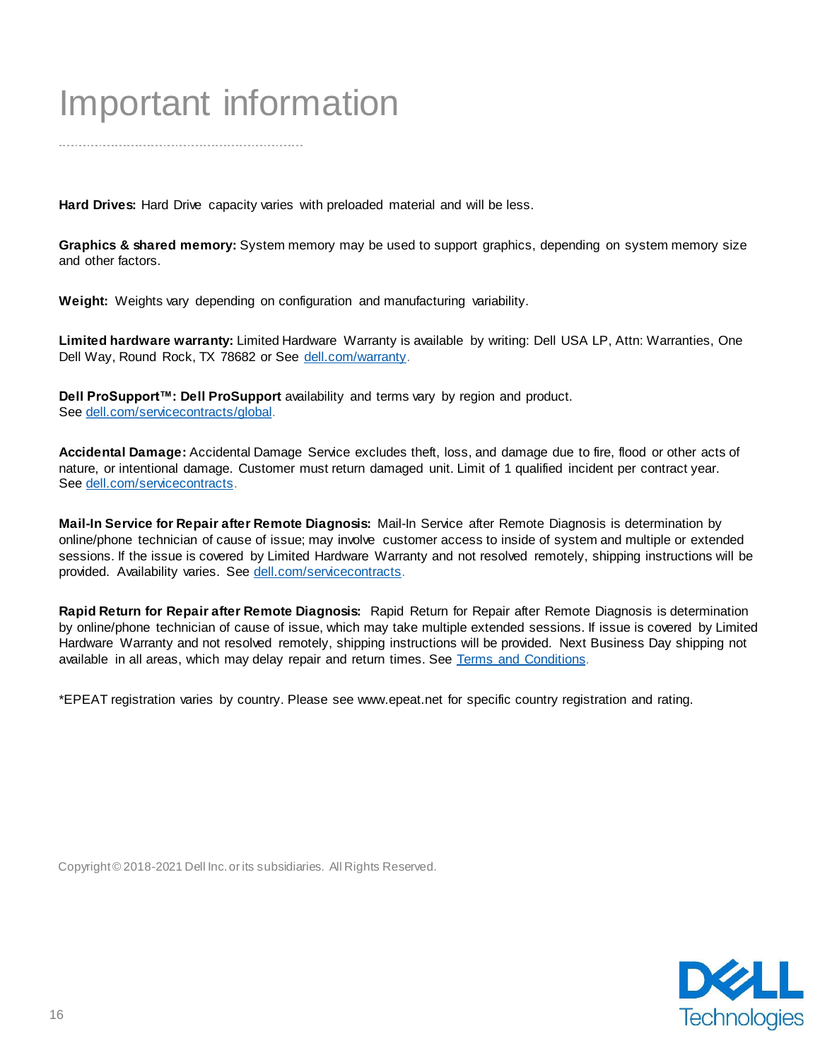# Important information

**Hard Drives:** Hard Drive capacity varies with preloaded material and will be less.

**Graphics & shared memory:** System memory may be used to support graphics, depending on system memory size and other factors.

**Weight:** Weights vary depending on configuration and manufacturing variability.

**Limited hardware warranty:** Limited Hardware Warranty is available by writing: Dell USA LP, Attn: Warranties, One Dell Way, Round Rock, TX 78682 or See [dell.com/warranty](dell.com/warranty).

**Dell ProSupport™: Dell ProSupport** availability and terms vary by region and product. See [dell.com/servicecontracts/global](dell.com/servicecontracts/global).

**Accidental Damage:** Accidental Damage Service excludes theft, loss, and damage due to fire, flood or other acts of nature, or intentional damage. Customer must return damaged unit. Limit of 1 qualified incident per contract year. See [dell.com/servicecontracts](dell.com/servicecontracts).

**Mail-In Service for Repair after Remote Diagnosis:** Mail-In Service after Remote Diagnosis is determination by online/phone technician of cause of issue; may involve customer access to inside of system and multiple or extended sessions. If the issue is covered by Limited Hardware Warranty and not resolved remotely, shipping instructions will be provided. Availability varies. See [dell.com/servicecontracts](dell.com/servicecontracts).

**Rapid Return for Repair after Remote Diagnosis:** Rapid Return for Repair after Remote Diagnosis is determination by online/phone technician of cause of issue, which may take multiple extended sessions. If issue is covered by Limited Hardware Warranty and not resolved remotely, shipping instructions will be provided. Next Business Day shipping not available in all areas, which may delay repair and return times. See Terms and Conditions.

*EPEAT registration varies by country. Please see www.epeat.net for specific country registration and rating.

Copyright © 2018-2021 Dell Inc. or its subsidiaries. All Rights Reserved.

Dell Technologies